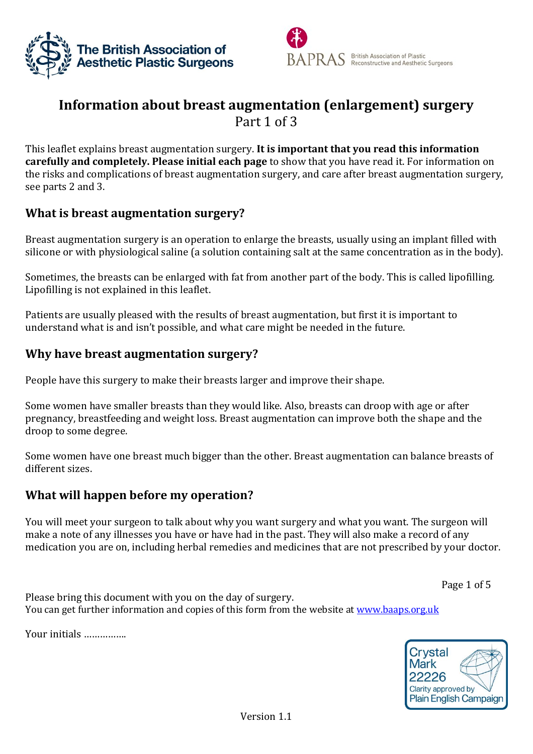The British Association of Aesthetic Plastic Surgeons

BAPRAS British Association of Plastic Reconstructive and Aesthetic Surgeons

# Information about breast augmentation (enlargement) surgery

Part 1 of 3

This leaflet explains breast augmentation surgery. **It is important that you read this information carefully and completely. Please initial each page** to show that you have read it. For information on the risks and complications of breast augmentation surgery, and care after breast augmentation surgery, see parts 2 and 3.

## What is breast augmentation surgery?

Breast augmentation surgery is an operation to enlarge the breasts, usually using an implant filled with silicone or with physiological saline (a solution containing salt at the same concentration as in the body).

Sometimes, the breasts can be enlarged with fat from another part of the body. This is called lipofilling. Lipofilling is not explained in this leaflet.

Patients are usually pleased with the results of breast augmentation, but first it is important to understand what is and isn't possible, and what care might be needed in the future.

## Why have breast augmentation surgery?

People have this surgery to make their breasts larger and improve their shape.

Some women have smaller breasts than they would like. Also, breasts can droop with age or after pregnancy, breastfeeding and weight loss. Breast augmentation can improve both the shape and the droop to some degree.

Some women have one breast much bigger than the other. Breast augmentation can balance breasts of different sizes.

## What will happen before my operation?

You will meet your surgeon to talk about why you want surgery and what you want. The surgeon will make a note of any illnesses you have or have had in the past. They will also make a record of any medication you are on, including herbal remedies and medicines that are not prescribed by your doctor.

Please bring this document with you on the day of surgery.
You can get further information and copies of this form from the website at www.baaps.org.uk

Your initials …………..

Crystal Mark 22226 Clarity approved by Plain English Campaign

Version 1.1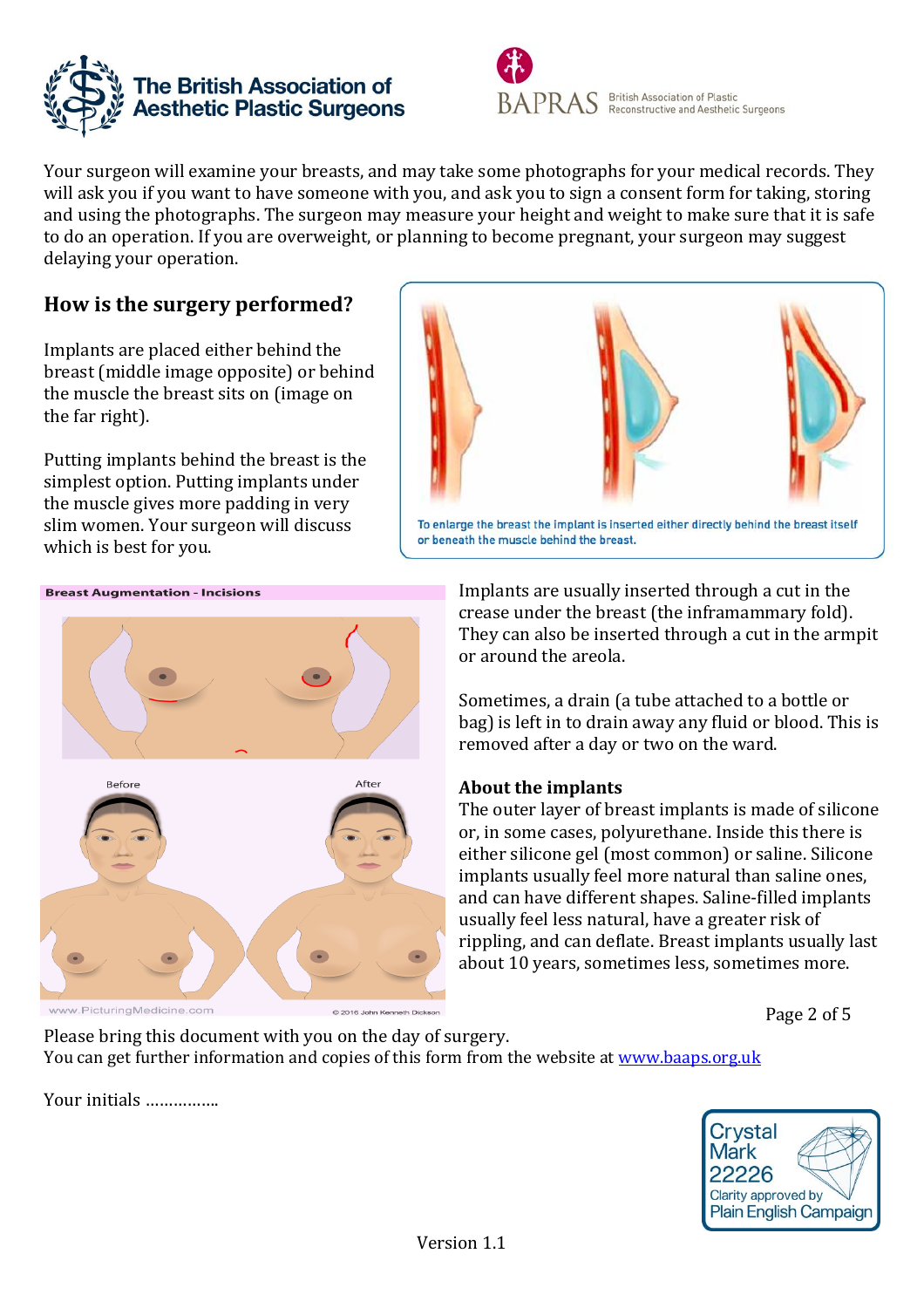Your surgeon will examine your breasts, and may take some photographs for your medical records. They will ask you if you want to have someone with you, and ask you to sign a consent form for taking, storing and using the photographs. The surgeon may measure your height and weight to make sure that it is safe to do an operation. If you are overweight, or planning to become pregnant, your surgeon may suggest delaying your operation.

## How is the surgery performed?

Implants are placed either behind the breast (middle image opposite) or behind the muscle the breast sits on (image on the far right).

Putting implants behind the breast is the simplest option. Putting implants under the muscle gives more padding in very slim women. Your surgeon will discuss which is best for you.

To enlarge the breast the implant is inserted either directly behind the breast itself or beneath the muscle behind the breast.

Breast Augmentation - Incisions

Implants are usually inserted through a cut in the crease under the breast (the inframammary fold). They can also be inserted through a cut in the armpit or around the areola.

Sometimes, a drain (a tube attached to a bottle or bag) is left in to drain away any fluid or blood. This is removed after a day or two on the ward.

**About the implants**

The outer layer of breast implants is made of silicone or, in some cases, polyurethane. Inside this there is either silicone gel (most common) or saline. Silicone implants usually feel more natural than saline ones, and can have different shapes. Saline-filled implants usually feel less natural, have a greater risk of rippling, and can deflate. Breast implants usually last about 10 years, sometimes less, sometimes more.

Please bring this document with you on the day of surgery.
You can get further information and copies of this form from the website at www.baaps.org.uk

Your initials ................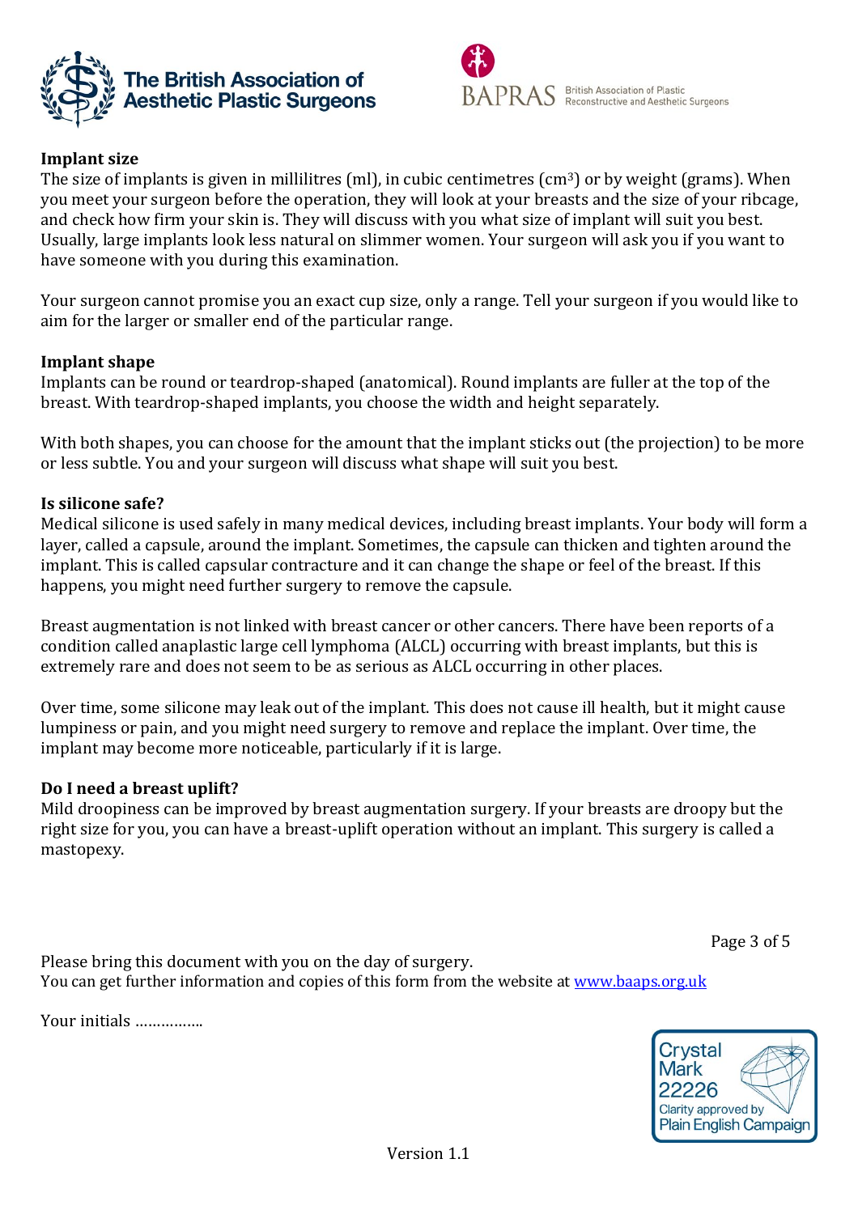## Implant size

The size of implants is given in millilitres (ml), in cubic centimetres ($cm^3$) or by weight (grams). When you meet your surgeon before the operation, they will look at your breasts and the size of your ribcage, and check how firm your skin is. They will discuss with you what size of implant will suit you best. Usually, large implants look less natural on slimmer women. Your surgeon will ask you if you want to have someone with you during this examination.

Your surgeon cannot promise you an exact cup size, only a range. Tell your surgeon if you would like to aim for the larger or smaller end of the particular range.

## Implant shape

Implants can be round or teardrop-shaped (anatomical). Round implants are fuller at the top of the breast. With teardrop-shaped implants, you choose the width and height separately.

With both shapes, you can choose for the amount that the implant sticks out (the projection) to be more or less subtle. You and your surgeon will discuss what shape will suit you best.

## Is silicone safe?

Medical silicone is used safely in many medical devices, including breast implants. Your body will form a layer, called a capsule, around the implant. Sometimes, the capsule can thicken and tighten around the implant. This is called capsular contracture and it can change the shape or feel of the breast. If this happens, you might need further surgery to remove the capsule.

Breast augmentation is not linked with breast cancer or other cancers. There have been reports of a condition called anaplastic large cell lymphoma (ALCL) occurring with breast implants, but this is extremely rare and does not seem to be as serious as ALCL occurring in other places.

Over time, some silicone may leak out of the implant. This does not cause ill health, but it might cause lumpiness or pain, and you might need surgery to remove and replace the implant. Over time, the implant may become more noticeable, particularly if it is large.

## Do I need a breast uplift?

Mild droopiness can be improved by breast augmentation surgery. If your breasts are droopy but the right size for you, you can have a breast-uplift operation without an implant. This surgery is called a mastopexy.

Please bring this document with you on the day of surgery.
You can get further information and copies of this form from the website at [www.baaps.org.uk](http://www.baaps.org.uk)

Your initials ……………..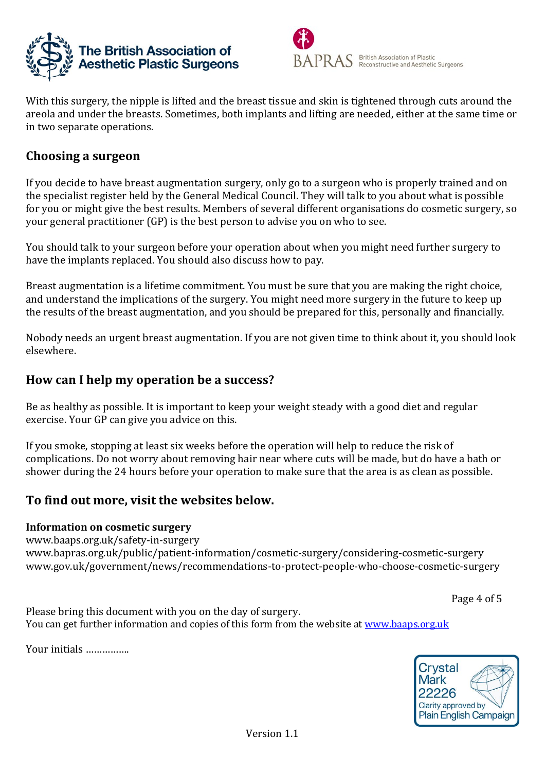With this surgery, the nipple is lifted and the breast tissue and skin is tightened through cuts around the areola and under the breasts. Sometimes, both implants and lifting are needed, either at the same time or in two separate operations.

## Choosing a surgeon

If you decide to have breast augmentation surgery, only go to a surgeon who is properly trained and on the specialist register held by the General Medical Council. They will talk to you about what is possible for you or might give the best results. Members of several different organisations do cosmetic surgery, so your general practitioner (GP) is the best person to advise you on who to see.

You should talk to your surgeon before your operation about when you might need further surgery to have the implants replaced. You should also discuss how to pay.

Breast augmentation is a lifetime commitment. You must be sure that you are making the right choice, and understand the implications of the surgery. You might need more surgery in the future to keep up the results of the breast augmentation, and you should be prepared for this, personally and financially.

Nobody needs an urgent breast augmentation. If you are not given time to think about it, you should look elsewhere.

## How can I help my operation be a success?

Be as healthy as possible. It is important to keep your weight steady with a good diet and regular exercise. Your GP can give you advice on this.

If you smoke, stopping at least six weeks before the operation will help to reduce the risk of complications. Do not worry about removing hair near where cuts will be made, but do have a bath or shower during the 24 hours before your operation to make sure that the area is as clean as possible.

## To find out more, visit the websites below.

**Information on cosmetic surgery**
www.baaps.org.uk/safety-in-surgery
www.bapras.org.uk/public/patient-information/cosmetic-surgery/considering-cosmetic-surgery
www.gov.uk/government/news/recommendations-to-protect-people-who-choose-cosmetic-surgery

Please bring this document with you on the day of surgery.
You can get further information and copies of this form from the website at www.baaps.org.uk

Your initials ……………..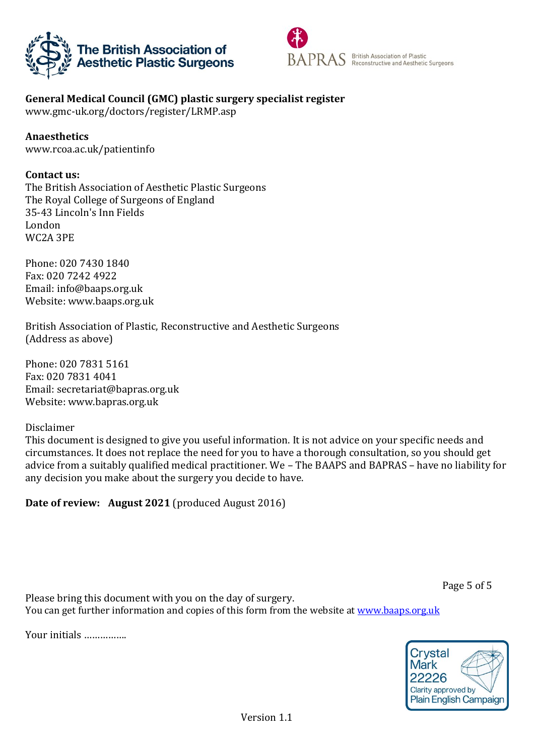**General Medical Council (GMC) plastic surgery specialist register**
www.gmc-uk.org/doctors/register/LRMP.asp

**Anaesthetics**
www.rcoa.ac.uk/patientinfo

**Contact us:**
The British Association of Aesthetic Plastic Surgeons
The Royal College of Surgeons of England
35-43 Lincoln's Inn Fields
London
WC2A 3PE

Phone: 020 7430 1840
Fax: 020 7242 4922
Email: info@baaps.org.uk
Website: www.baaps.org.uk

British Association of Plastic, Reconstructive and Aesthetic Surgeons
(Address as above)

Phone: 020 7831 5161
Fax: 020 7831 4041
Email: secretariat@bapras.org.uk
Website: www.bapras.org.uk

Disclaimer
This document is designed to give you useful information. It is not advice on your specific needs and circumstances. It does not replace the need for you to have a thorough consultation, so you should get advice from a suitably qualified medical practitioner. We – The BAAPS and BAPRAS – have no liability for any decision you make about the surgery you decide to have.

**Date of review: August 2021** (produced August 2016)

Please bring this document with you on the day of surgery.
You can get further information and copies of this form from the website at [www.baaps.org.uk](http://www.baaps.org.uk)

Your initials …………….

Crystal Mark 22226 Clarity approved by Plain English Campaign

Version 1.1